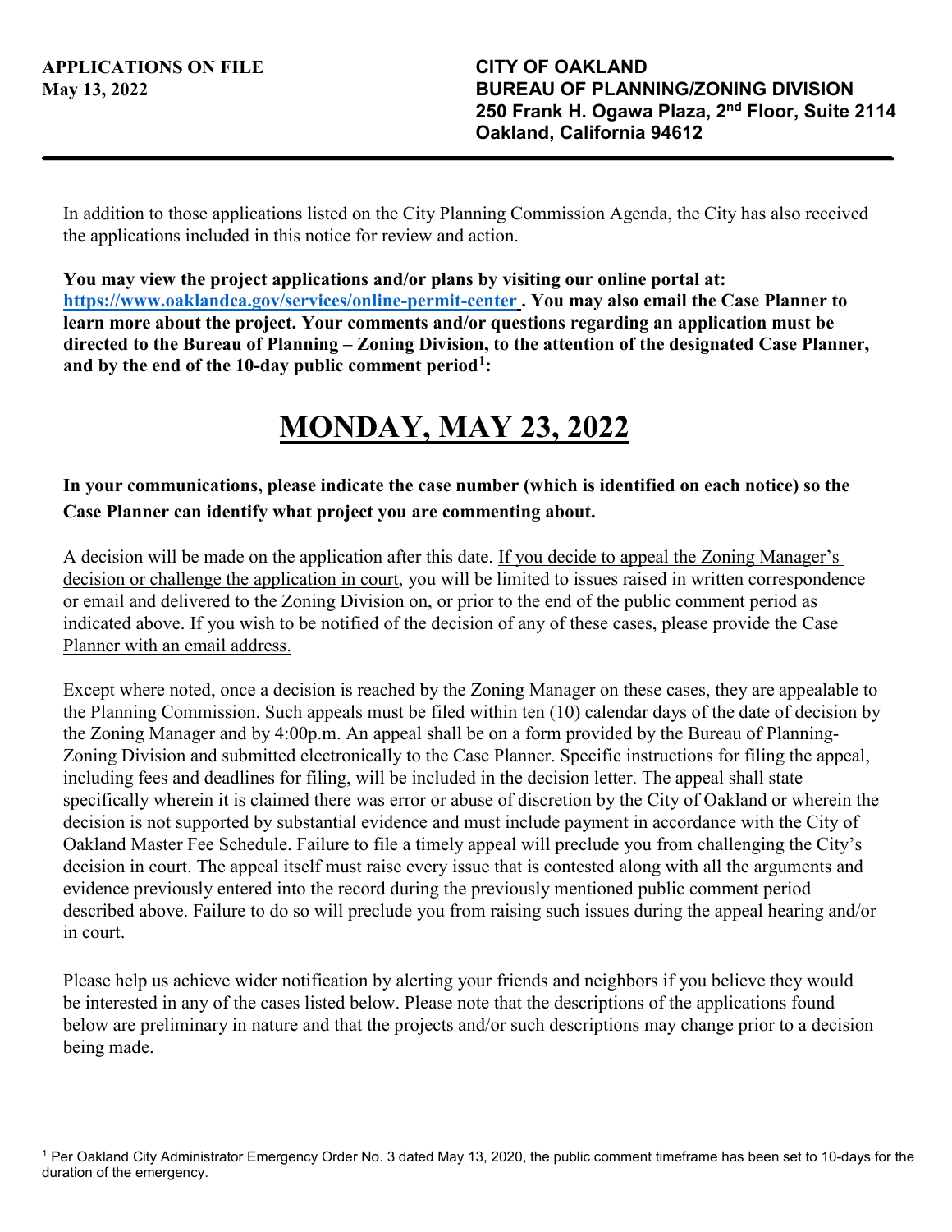**APPLICATIONS ON FILE**
**May 13, 2022**

**CITY OF OAKLAND**
**BUREAU OF PLANNING/ZONING DIVISION**
**250 Frank H. Ogawa Plaza, 2nd Floor, Suite 2114**
**Oakland, California 94612**

---

In addition to those applications listed on the City Planning Commission Agenda, the City has also received the applications included in this notice for review and action.

**You may view the project applications and/or plans by visiting our online portal at: [https://www.oaklandca.gov/services/online-permit-center](https://www.oaklandca.gov/services/online-permit-center). You may also email the Case Planner to learn more about the project. Your comments and/or questions regarding an application must be directed to the Bureau of Planning – Zoning Division, to the attention of the designated Case Planner, and by the end of the 10-day public comment period[1]:**

# MONDAY, MAY 23, 2022

**In your communications, please indicate the case number (which is identified on each notice) so the Case Planner can identify what project you are commenting about.**

A decision will be made on the application after this date. If you decide to appeal the Zoning Manager's decision or challenge the application in court, you will be limited to issues raised in written correspondence or email and delivered to the Zoning Division on, or prior to the end of the public comment period as indicated above. If you wish to be notified of the decision of any of these cases, please provide the Case Planner with an email address.

Except where noted, once a decision is reached by the Zoning Manager on these cases, they are appealable to the Planning Commission. Such appeals must be filed within ten (10) calendar days of the date of decision by the Zoning Manager and by 4:00p.m. An appeal shall be on a form provided by the Bureau of Planning-Zoning Division and submitted electronically to the Case Planner. Specific instructions for filing the appeal, including fees and deadlines for filing, will be included in the decision letter. The appeal shall state specifically wherein it is claimed there was error or abuse of discretion by the City of Oakland or wherein the decision is not supported by substantial evidence and must include payment in accordance with the City of Oakland Master Fee Schedule. Failure to file a timely appeal will preclude you from challenging the City's decision in court. The appeal itself must raise every issue that is contested along with all the arguments and evidence previously entered into the record during the previously mentioned public comment period described above. Failure to do so will preclude you from raising such issues during the appeal hearing and/or in court.

Please help us achieve wider notification by alerting your friends and neighbors if you believe they would be interested in any of the cases listed below. Please note that the descriptions of the applications found below are preliminary in nature and that the projects and/or such descriptions may change prior to a decision being made.

---

[1] Per Oakland City Administrator Emergency Order No. 3 dated May 13, 2020, the public comment timeframe has been set to 10-days for the duration of the emergency.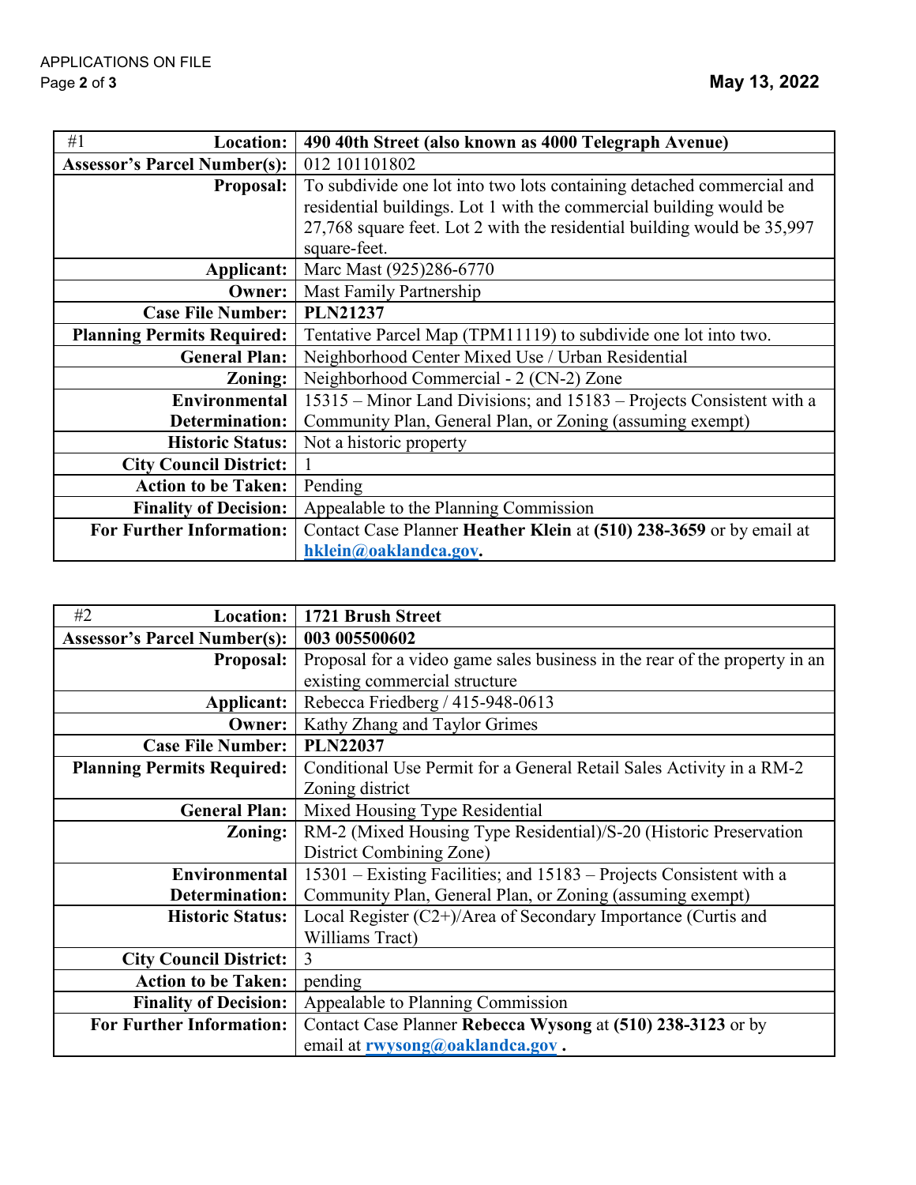| #1 Location: | 490 40th Street (also known as 4000 Telegraph Avenue) |
|---|---|
| Assessor's Parcel Number(s): | 012 101101802 |
| Proposal: | To subdivide one lot into two lots containing detached commercial and residential buildings. Lot 1 with the commercial building would be 27,768 square feet. Lot 2 with the residential building would be 35,997 square-feet. |
| Applicant: | Marc Mast (925)286-6770 |
| Owner: | Mast Family Partnership |
| Case File Number: | **PLN21237** |
| Planning Permits Required: | Tentative Parcel Map (TPM11119) to subdivide one lot into two. |
| General Plan: | Neighborhood Center Mixed Use / Urban Residential |
| Zoning: | Neighborhood Commercial - 2 (CN-2) Zone |
| Environmental Determination: | 15315 – Minor Land Divisions; and 15183 – Projects Consistent with a Community Plan, General Plan, or Zoning (assuming exempt) |
| Historic Status: | Not a historic property |
| City Council District: | 1 |
| Action to be Taken: | Pending |
| Finality of Decision: | Appealable to the Planning Commission |
| For Further Information: | Contact Case Planner **Heather Klein** at **(510) 238-3659** or by email at **hklein@oaklandca.gov**. |

| #2 Location: | **1721 Brush Street** |
|---|---|
| Assessor's Parcel Number(s): | **003 005500602** |
| Proposal: | Proposal for a video game sales business in the rear of the property in an existing commercial structure |
| Applicant: | Rebecca Friedberg / 415-948-0613 |
| Owner: | Kathy Zhang and Taylor Grimes |
| Case File Number: | **PLN22037** |
| Planning Permits Required: | Conditional Use Permit for a General Retail Sales Activity in a RM-2 Zoning district |
| General Plan: | Mixed Housing Type Residential |
| Zoning: | RM-2 (Mixed Housing Type Residential)/S-20 (Historic Preservation District Combining Zone) |
| Environmental Determination: | 15301 – Existing Facilities; and 15183 – Projects Consistent with a Community Plan, General Plan, or Zoning (assuming exempt) |
| Historic Status: | Local Register (C2+)/Area of Secondary Importance (Curtis and Williams Tract) |
| City Council District: | 3 |
| Action to be Taken: | pending |
| Finality of Decision: | Appealable to Planning Commission |
| For Further Information: | Contact Case Planner **Rebecca Wysong** at **(510) 238-3123** or by email at **rwysong@oaklandca.gov** . |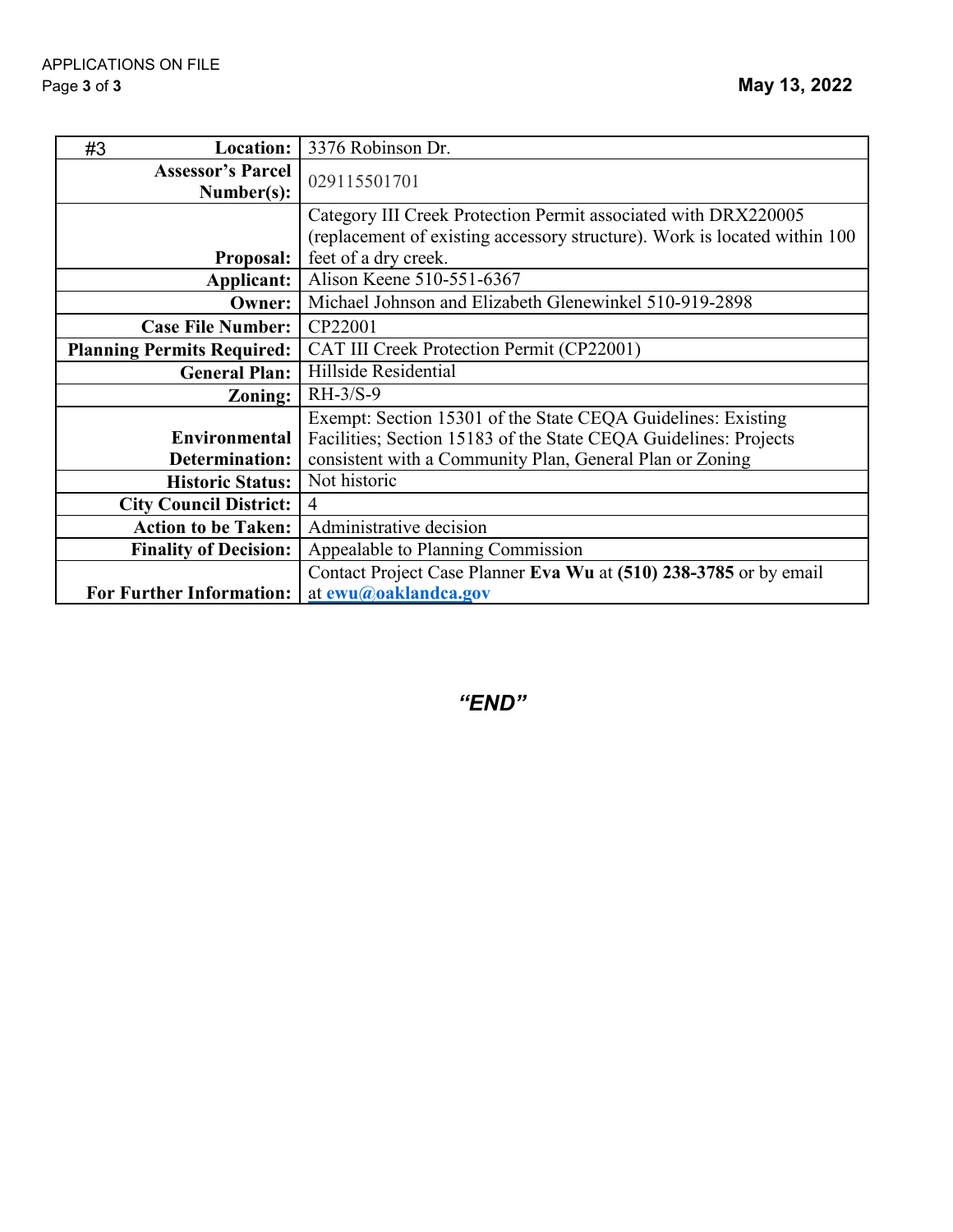| | |
|---|---|
| #3 **Location:** | 3376 Robinson Dr. |
| **Assessor's Parcel Number(s):** | 029115501701 |
| **Proposal:** | Category III Creek Protection Permit associated with DRX220005 (replacement of existing accessory structure). Work is located within 100 feet of a dry creek. |
| **Applicant:** | Alison Keene 510-551-6367 |
| **Owner:** | Michael Johnson and Elizabeth Glenewinkel 510-919-2898 |
| **Case File Number:** | CP22001 |
| **Planning Permits Required:** | CAT III Creek Protection Permit (CP22001) |
| **General Plan:** | Hillside Residential |
| **Zoning:** | RH-3/S-9 |
| **Environmental Determination:** | Exempt: Section 15301 of the State CEQA Guidelines: Existing Facilities; Section 15183 of the State CEQA Guidelines: Projects consistent with a Community Plan, General Plan or Zoning |
| **Historic Status:** | Not historic |
| **City Council District:** | 4 |
| **Action to be Taken:** | Administrative decision |
| **Finality of Decision:** | Appealable to Planning Commission |
| **For Further Information:** | Contact Project Case Planner **Eva Wu** at **(510) 238-3785** or by email at **ewu@oaklandca.gov** |

***"END"***